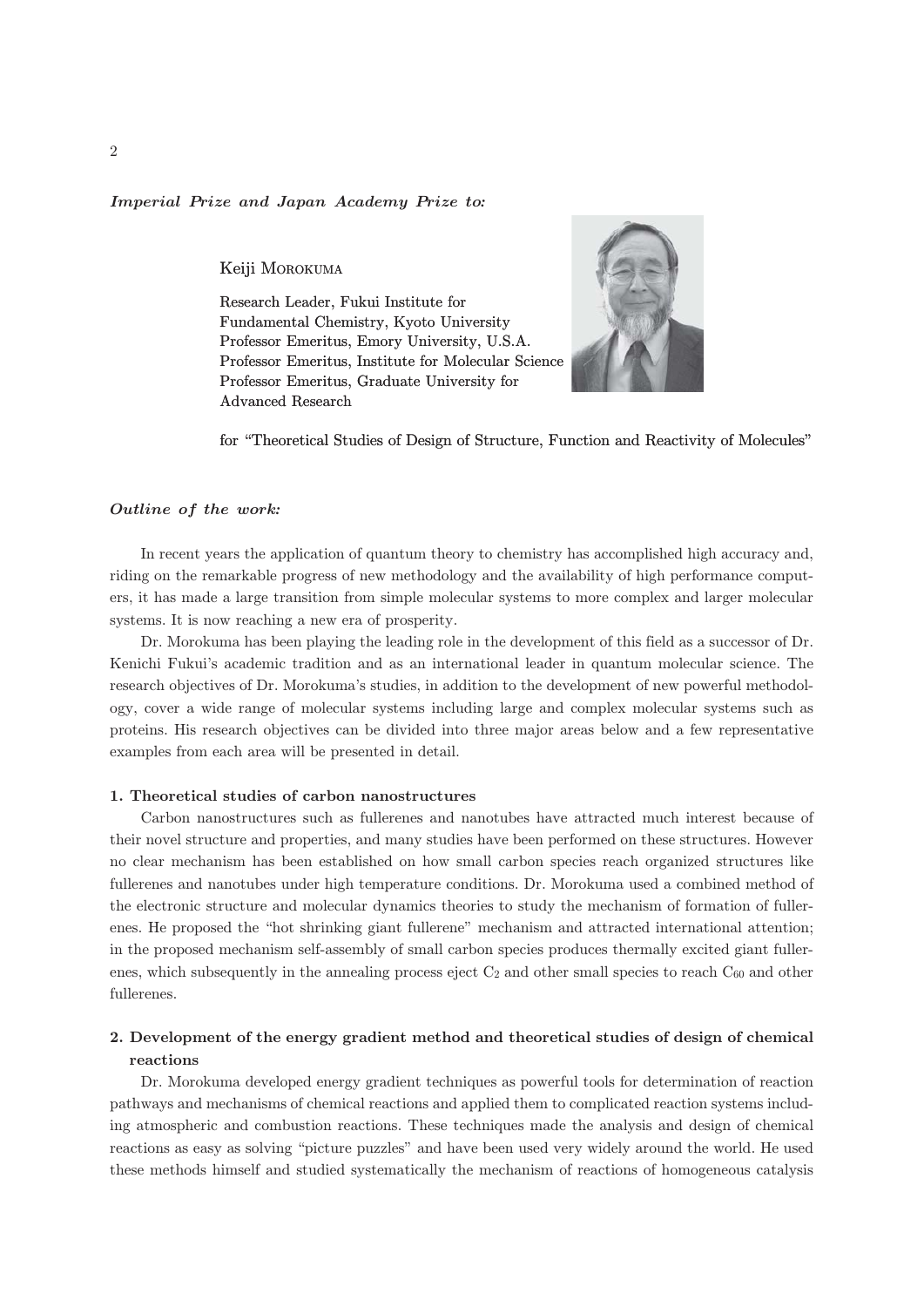*Imperial Prize and Japan Academy Prize to:*

Keiji MOROKUMA

Research Leader, Fukui Institute for Fundamental Chemistry, Kyoto University
Professor Emeritus, Emory University, U.S.A.
Professor Emeritus, Institute for Molecular Science
Professor Emeritus, Graduate University for Advanced Research

for "Theoretical Studies of Design of Structure, Function and Reactivity of Molecules"

*Outline of the work:*

In recent years the application of quantum theory to chemistry has accomplished high accuracy and, riding on the remarkable progress of new methodology and the availability of high performance computers, it has made a large transition from simple molecular systems to more complex and larger molecular systems. It is now reaching a new era of prosperity.

Dr. Morokuma has been playing the leading role in the development of this field as a successor of Dr. Kenichi Fukui's academic tradition and as an international leader in quantum molecular science. The research objectives of Dr. Morokuma's studies, in addition to the development of new powerful methodology, cover a wide range of molecular systems including large and complex molecular systems such as proteins. His research objectives can be divided into three major areas below and a few representative examples from each area will be presented in detail.

**1. Theoretical studies of carbon nanostructures**

Carbon nanostructures such as fullerenes and nanotubes have attracted much interest because of their novel structure and properties, and many studies have been performed on these structures. However no clear mechanism has been established on how small carbon species reach organized structures like fullerenes and nanotubes under high temperature conditions. Dr. Morokuma used a combined method of the electronic structure and molecular dynamics theories to study the mechanism of formation of fullerenes. He proposed the "hot shrinking giant fullerene" mechanism and attracted international attention; in the proposed mechanism self-assembly of small carbon species produces thermally excited giant fullerenes, which subsequently in the annealing process eject $C_2$ and other small species to reach $C_{60}$ and other fullerenes.

**2. Development of the energy gradient method and theoretical studies of design of chemical reactions**

Dr. Morokuma developed energy gradient techniques as powerful tools for determination of reaction pathways and mechanisms of chemical reactions and applied them to complicated reaction systems including atmospheric and combustion reactions. These techniques made the analysis and design of chemical reactions as easy as solving "picture puzzles" and have been used very widely around the world. He used these methods himself and studied systematically the mechanism of reactions of homogeneous catalysis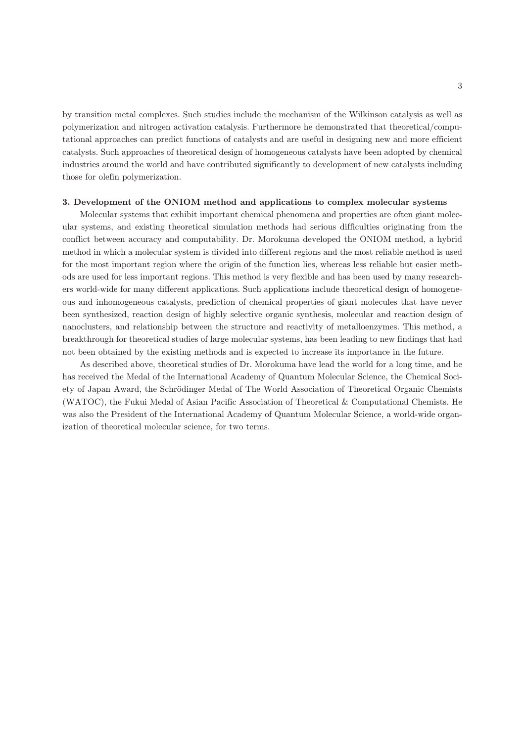by transition metal complexes. Such studies include the mechanism of the Wilkinson catalysis as well as polymerization and nitrogen activation catalysis. Furthermore he demonstrated that theoretical/computational approaches can predict functions of catalysts and are useful in designing new and more efficient catalysts. Such approaches of theoretical design of homogeneous catalysts have been adopted by chemical industries around the world and have contributed significantly to development of new catalysts including those for olefin polymerization.

**3. Development of the ONIOM method and applications to complex molecular systems**

Molecular systems that exhibit important chemical phenomena and properties are often giant molecular systems, and existing theoretical simulation methods had serious difficulties originating from the conflict between accuracy and computability. Dr. Morokuma developed the ONIOM method, a hybrid method in which a molecular system is divided into different regions and the most reliable method is used for the most important region where the origin of the function lies, whereas less reliable but easier methods are used for less important regions. This method is very flexible and has been used by many researchers world-wide for many different applications. Such applications include theoretical design of homogeneous and inhomogeneous catalysts, prediction of chemical properties of giant molecules that have never been synthesized, reaction design of highly selective organic synthesis, molecular and reaction design of nanoclusters, and relationship between the structure and reactivity of metalloenzymes. This method, a breakthrough for theoretical studies of large molecular systems, has been leading to new findings that had not been obtained by the existing methods and is expected to increase its importance in the future.

As described above, theoretical studies of Dr. Morokuma have lead the world for a long time, and he has received the Medal of the International Academy of Quantum Molecular Science, the Chemical Society of Japan Award, the Schrödinger Medal of The World Association of Theoretical Organic Chemists (WATOC), the Fukui Medal of Asian Pacific Association of Theoretical & Computational Chemists. He was also the President of the International Academy of Quantum Molecular Science, a world-wide organization of theoretical molecular science, for two terms.